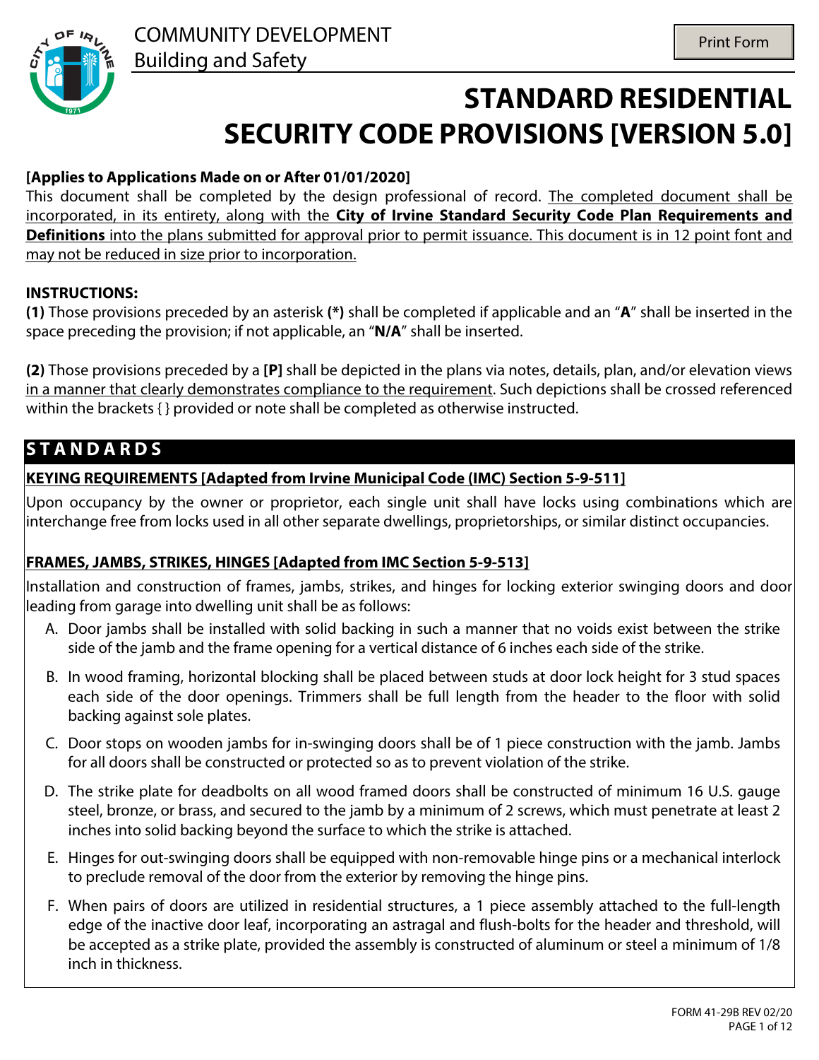COMMUNITY DEVELOPMENT
Building and Safety

# STANDARD RESIDENTIAL SECURITY CODE PROVISIONS [VERSION 5.0]

**[Applies to Applications Made on or After 01/01/2020]**

This document shall be completed by the design professional of record. The completed document shall be incorporated, in its entirety, along with the **City of Irvine Standard Security Code Plan Requirements and Definitions** into the plans submitted for approval prior to permit issuance. This document is in 12 point font and may not be reduced in size prior to incorporation.

**INSTRUCTIONS:**

**(1)** Those provisions preceded by an asterisk **(*)** shall be completed if applicable and an "**A**" shall be inserted in the space preceding the provision; if not applicable, an "**N/A**" shall be inserted.

**(2)** Those provisions preceded by a **[P]** shall be depicted in the plans via notes, details, plan, and/or elevation views in a manner that clearly demonstrates compliance to the requirement. Such depictions shall be crossed referenced within the brackets { } provided or note shall be completed as otherwise instructed.

## STANDARDS

### KEYING REQUIREMENTS [Adapted from Irvine Municipal Code (IMC) Section 5-9-511]

Upon occupancy by the owner or proprietor, each single unit shall have locks using combinations which are interchange free from locks used in all other separate dwellings, proprietorships, or similar distinct occupancies.

### FRAMES, JAMBS, STRIKES, HINGES [Adapted from IMC Section 5-9-513]

Installation and construction of frames, jambs, strikes, and hinges for locking exterior swinging doors and door leading from garage into dwelling unit shall be as follows:

A. Door jambs shall be installed with solid backing in such a manner that no voids exist between the strike side of the jamb and the frame opening for a vertical distance of 6 inches each side of the strike.

B. In wood framing, horizontal blocking shall be placed between studs at door lock height for 3 stud spaces each side of the door openings. Trimmers shall be full length from the header to the floor with solid backing against sole plates.

C. Door stops on wooden jambs for in-swinging doors shall be of 1 piece construction with the jamb. Jambs for all doors shall be constructed or protected so as to prevent violation of the strike.

D. The strike plate for deadbolts on all wood framed doors shall be constructed of minimum 16 U.S. gauge steel, bronze, or brass, and secured to the jamb by a minimum of 2 screws, which must penetrate at least 2 inches into solid backing beyond the surface to which the strike is attached.

E. Hinges for out-swinging doors shall be equipped with non-removable hinge pins or a mechanical interlock to preclude removal of the door from the exterior by removing the hinge pins.

F. When pairs of doors are utilized in residential structures, a 1 piece assembly attached to the full-length edge of the inactive door leaf, incorporating an astragal and flush-bolts for the header and threshold, will be accepted as a strike plate, provided the assembly is constructed of aluminum or steel a minimum of 1/8 inch in thickness.

FORM 41-29B REV 02/20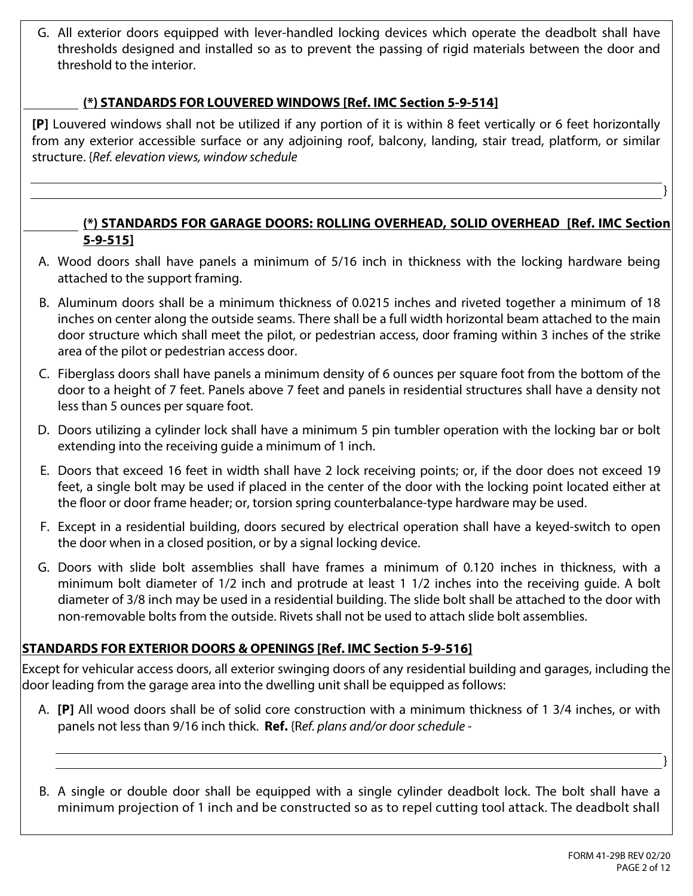G. All exterior doors equipped with lever-handled locking devices which operate the deadbolt shall have thresholds designed and installed so as to prevent the passing of rigid materials between the door and threshold to the interior.

______ **(*) STANDARDS FOR LOUVERED WINDOWS [Ref. IMC Section 5-9-514]**

**[P]** Louvered windows shall not be utilized if any portion of it is within 8 feet vertically or 6 feet horizontally from any exterior accessible surface or any adjoining roof, balcony, landing, stair tread, platform, or similar structure. {*Ref. elevation views, window schedule*

______________________________________________________________________

______________________________________________________________________}

______ **(*) STANDARDS FOR GARAGE DOORS: ROLLING OVERHEAD, SOLID OVERHEAD [Ref. IMC Section 5-9-515]**

A. Wood doors shall have panels a minimum of 5/16 inch in thickness with the locking hardware being attached to the support framing.

B. Aluminum doors shall be a minimum thickness of 0.0215 inches and riveted together a minimum of 18 inches on center along the outside seams. There shall be a full width horizontal beam attached to the main door structure which shall meet the pilot, or pedestrian access, door framing within 3 inches of the strike area of the pilot or pedestrian access door.

C. Fiberglass doors shall have panels a minimum density of 6 ounces per square foot from the bottom of the door to a height of 7 feet. Panels above 7 feet and panels in residential structures shall have a density not less than 5 ounces per square foot.

D. Doors utilizing a cylinder lock shall have a minimum 5 pin tumbler operation with the locking bar or bolt extending into the receiving guide a minimum of 1 inch.

E. Doors that exceed 16 feet in width shall have 2 lock receiving points; or, if the door does not exceed 19 feet, a single bolt may be used if placed in the center of the door with the locking point located either at the floor or door frame header; or, torsion spring counterbalance-type hardware may be used.

F. Except in a residential building, doors secured by electrical operation shall have a keyed-switch to open the door when in a closed position, or by a signal locking device.

G. Doors with slide bolt assemblies shall have frames a minimum of 0.120 inches in thickness, with a minimum bolt diameter of 1/2 inch and protrude at least 1 1/2 inches into the receiving guide. A bolt diameter of 3/8 inch may be used in a residential building. The slide bolt shall be attached to the door with non-removable bolts from the outside. Rivets shall not be used to attach slide bolt assemblies.

**STANDARDS FOR EXTERIOR DOORS & OPENINGS [Ref. IMC Section 5-9-516]**

Except for vehicular access doors, all exterior swinging doors of any residential building and garages, including the door leading from the garage area into the dwelling unit shall be equipped as follows:

A. **[P]** All wood doors shall be of solid core construction with a minimum thickness of 1 3/4 inches, or with panels not less than 9/16 inch thick. **Ref.** {*Ref. plans and/or door schedule -*

______________________________________________________________________

______________________________________________________________________}

B. A single or double door shall be equipped with a single cylinder deadbolt lock. The bolt shall have a minimum projection of 1 inch and be constructed so as to repel cutting tool attack. The deadbolt shall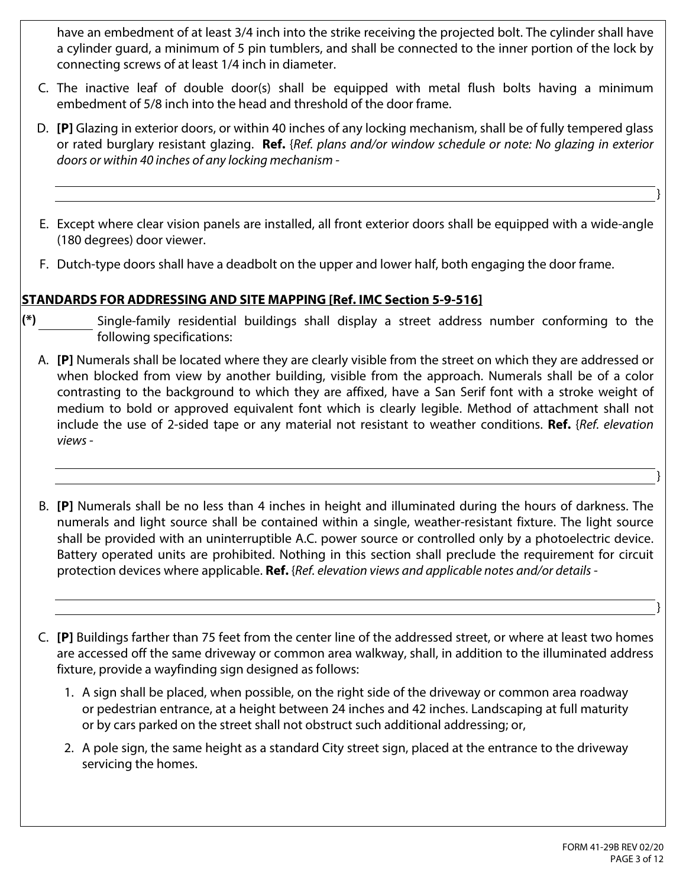have an embedment of at least 3/4 inch into the strike receiving the projected bolt. The cylinder shall have a cylinder guard, a minimum of 5 pin tumblers, and shall be connected to the inner portion of the lock by connecting screws of at least 1/4 inch in diameter.

C. The inactive leaf of double door(s) shall be equipped with metal flush bolts having a minimum embedment of 5/8 inch into the head and threshold of the door frame.

D. **[P]** Glazing in exterior doors, or within 40 inches of any locking mechanism, shall be of fully tempered glass or rated burglary resistant glazing. **Ref.** {*Ref. plans and/or window schedule or note: No glazing in exterior doors or within 40 inches of any locking mechanism -*

______________________________________________________________________________________________

______________________________________________________________________________________________}

E. Except where clear vision panels are installed, all front exterior doors shall be equipped with a wide-angle (180 degrees) door viewer.

F. Dutch-type doors shall have a deadbolt on the upper and lower half, both engaging the door frame.

## STANDARDS FOR ADDRESSING AND SITE MAPPING [Ref. IMC Section 5-9-516]

**(\*)** ________ Single-family residential buildings shall display a street address number conforming to the following specifications:

A. **[P]** Numerals shall be located where they are clearly visible from the street on which they are addressed or when blocked from view by another building, visible from the approach. Numerals shall be of a color contrasting to the background to which they are affixed, have a San Serif font with a stroke weight of medium to bold or approved equivalent font which is clearly legible. Method of attachment shall not include the use of 2-sided tape or any material not resistant to weather conditions. **Ref.** {*Ref. elevation views -*

______________________________________________________________________________________________

______________________________________________________________________________________________}

B. **[P]** Numerals shall be no less than 4 inches in height and illuminated during the hours of darkness. The numerals and light source shall be contained within a single, weather-resistant fixture. The light source shall be provided with an uninterruptible A.C. power source or controlled only by a photoelectric device. Battery operated units are prohibited. Nothing in this section shall preclude the requirement for circuit protection devices where applicable. **Ref.** {*Ref. elevation views and applicable notes and/or details -*

______________________________________________________________________________________________

______________________________________________________________________________________________}

C. **[P]** Buildings farther than 75 feet from the center line of the addressed street, or where at least two homes are accessed off the same driveway or common area walkway, shall, in addition to the illuminated address fixture, provide a wayfinding sign designed as follows:

1. A sign shall be placed, when possible, on the right side of the driveway or common area roadway or pedestrian entrance, at a height between 24 inches and 42 inches. Landscaping at full maturity or by cars parked on the street shall not obstruct such additional addressing; or,
2. A pole sign, the same height as a standard City street sign, placed at the entrance to the driveway servicing the homes.

FORM 41-29B REV 02/20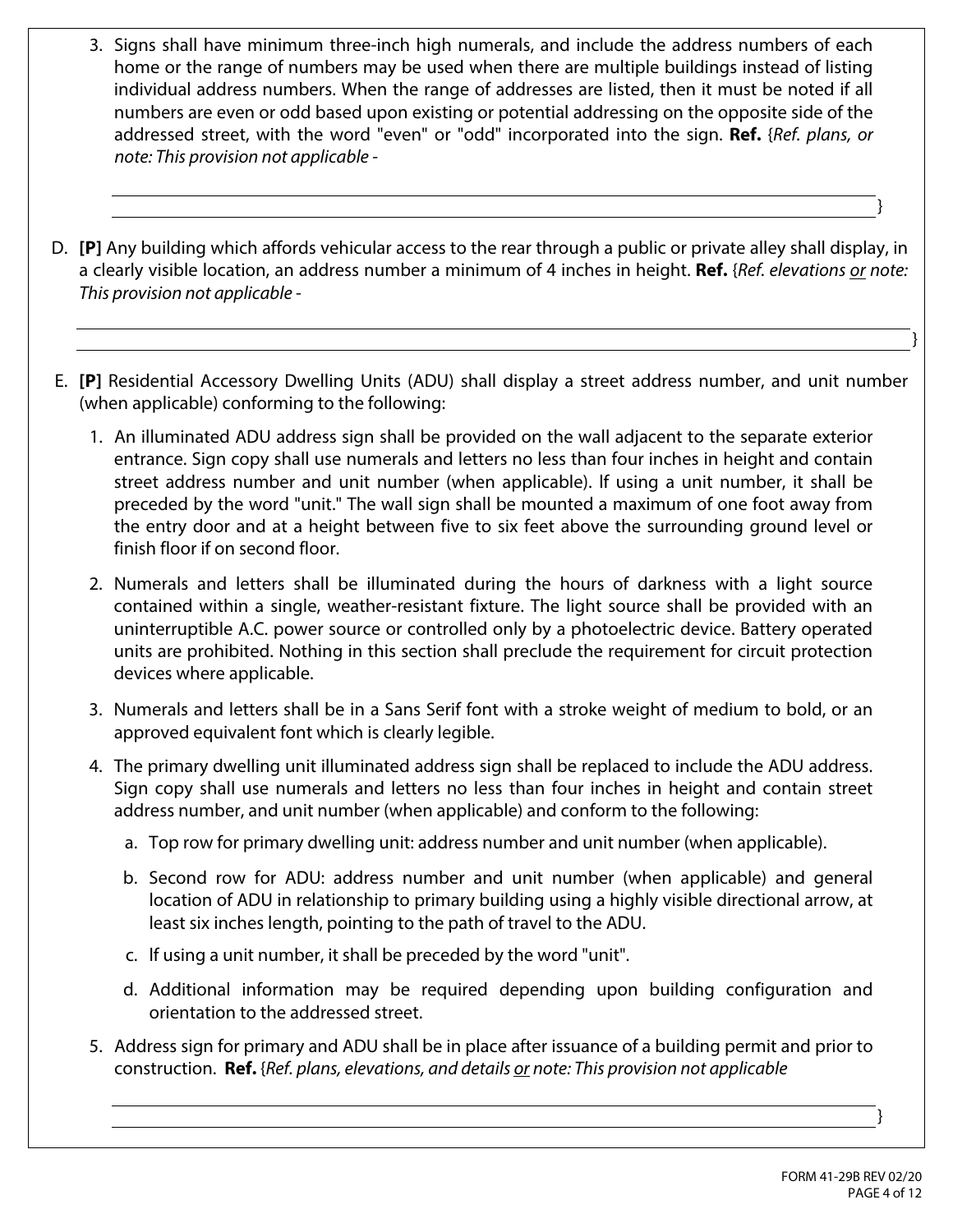3. Signs shall have minimum three-inch high numerals, and include the address numbers of each home or the range of numbers may be used when there are multiple buildings instead of listing individual address numbers. When the range of addresses are listed, then it must be noted if all numbers are even or odd based upon existing or potential addressing on the opposite side of the addressed street, with the word "even" or "odd" incorporated into the sign. **Ref.** {*Ref. plans, or note: This provision not applicable -*

_______________________________________________________________________________

_______________________________________________________________________________}

D. **[P]** Any building which affords vehicular access to the rear through a public or private alley shall display, in a clearly visible location, an address number a minimum of 4 inches in height. **Ref.** {*Ref. elevations or note: This provision not applicable -*

_______________________________________________________________________________

_______________________________________________________________________________}

E. **[P]** Residential Accessory Dwelling Units (ADU) shall display a street address number, and unit number (when applicable) conforming to the following:

1. An illuminated ADU address sign shall be provided on the wall adjacent to the separate exterior entrance. Sign copy shall use numerals and letters no less than four inches in height and contain street address number and unit number (when applicable). If using a unit number, it shall be preceded by the word "unit." The wall sign shall be mounted a maximum of one foot away from the entry door and at a height between five to six feet above the surrounding ground level or finish floor if on second floor.

2. Numerals and letters shall be illuminated during the hours of darkness with a light source contained within a single, weather-resistant fixture. The light source shall be provided with an uninterruptible A.C. power source or controlled only by a photoelectric device. Battery operated units are prohibited. Nothing in this section shall preclude the requirement for circuit protection devices where applicable.

3. Numerals and letters shall be in a Sans Serif font with a stroke weight of medium to bold, or an approved equivalent font which is clearly legible.

4. The primary dwelling unit illuminated address sign shall be replaced to include the ADU address. Sign copy shall use numerals and letters no less than four inches in height and contain street address number, and unit number (when applicable) and conform to the following:

   a. Top row for primary dwelling unit: address number and unit number (when applicable).

   b. Second row for ADU: address number and unit number (when applicable) and general location of ADU in relationship to primary building using a highly visible directional arrow, at least six inches length, pointing to the path of travel to the ADU.

   c. If using a unit number, it shall be preceded by the word "unit".

   d. Additional information may be required depending upon building configuration and orientation to the addressed street.

5. Address sign for primary and ADU shall be in place after issuance of a building permit and prior to construction. **Ref.** {*Ref. plans, elevations, and details or note: This provision not applicable*

_______________________________________________________________________________

_______________________________________________________________________________}

FORM 41-29B REV 02/20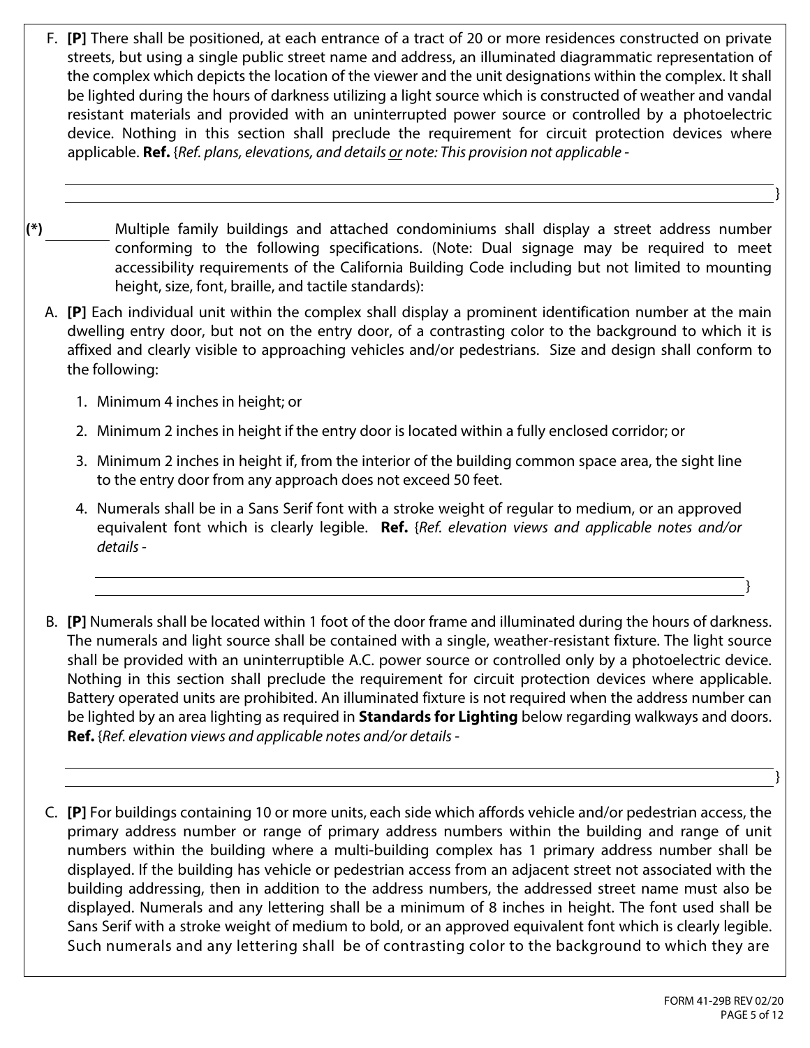F. **[P]** There shall be positioned, at each entrance of a tract of 20 or more residences constructed on private streets, but using a single public street name and address, an illuminated diagrammatic representation of the complex which depicts the location of the viewer and the unit designations within the complex. It shall be lighted during the hours of darkness utilizing a light source which is constructed of weather and vandal resistant materials and provided with an uninterrupted power source or controlled by a photoelectric device. Nothing in this section shall preclude the requirement for circuit protection devices where applicable. **Ref.** {*Ref. plans, elevations, and details or note: This provision not applicable -*

\_\_\_\_\_\_\_\_\_\_\_\_\_\_\_\_\_\_\_\_\_\_\_\_\_\_\_\_\_\_\_\_\_\_\_\_\_\_\_\_\_\_\_\_\_\_\_\_\_\_\_\_\_\_\_\_\_\_\_\_\_\_\_\_\_\_\_\_\_\_\_\_\_\_\_\_\_\_\_\_\_\_\_\_\_\_\_\_
\_\_\_\_\_\_\_\_\_\_\_\_\_\_\_\_\_\_\_\_\_\_\_\_\_\_\_\_\_\_\_\_\_\_\_\_\_\_\_\_\_\_\_\_\_\_\_\_\_\_\_\_\_\_\_\_\_\_\_\_\_\_\_\_\_\_\_\_\_\_\_\_\_\_\_\_\_\_\_\_\_\_\_\_\_\_\_\_}

**(\*)** \_\_\_\_\_\_\_\_ Multiple family buildings and attached condominiums shall display a street address number conforming to the following specifications. (Note: Dual signage may be required to meet accessibility requirements of the California Building Code including but not limited to mounting height, size, font, braille, and tactile standards):

A. **[P]** Each individual unit within the complex shall display a prominent identification number at the main dwelling entry door, but not on the entry door, of a contrasting color to the background to which it is affixed and clearly visible to approaching vehicles and/or pedestrians. Size and design shall conform to the following:

1. Minimum 4 inches in height; or
2. Minimum 2 inches in height if the entry door is located within a fully enclosed corridor; or
3. Minimum 2 inches in height if, from the interior of the building common space area, the sight line to the entry door from any approach does not exceed 50 feet.
4. Numerals shall be in a Sans Serif font with a stroke weight of regular to medium, or an approved equivalent font which is clearly legible. **Ref.** {*Ref. elevation views and applicable notes and/or details -*

\_\_\_\_\_\_\_\_\_\_\_\_\_\_\_\_\_\_\_\_\_\_\_\_\_\_\_\_\_\_\_\_\_\_\_\_\_\_\_\_\_\_\_\_\_\_\_\_\_\_\_\_\_\_\_\_\_\_\_\_\_\_\_\_\_\_\_\_\_\_\_\_\_\_\_\_\_\_\_\_\_\_\_\_
\_\_\_\_\_\_\_\_\_\_\_\_\_\_\_\_\_\_\_\_\_\_\_\_\_\_\_\_\_\_\_\_\_\_\_\_\_\_\_\_\_\_\_\_\_\_\_\_\_\_\_\_\_\_\_\_\_\_\_\_\_\_\_\_\_\_\_\_\_\_\_\_\_\_\_\_\_\_\_\_\_\_\_\_}

B. **[P]** Numerals shall be located within 1 foot of the door frame and illuminated during the hours of darkness. The numerals and light source shall be contained with a single, weather-resistant fixture. The light source shall be provided with an uninterruptible A.C. power source or controlled only by a photoelectric device. Nothing in this section shall preclude the requirement for circuit protection devices where applicable. Battery operated units are prohibited. An illuminated fixture is not required when the address number can be lighted by an area lighting as required in **Standards for Lighting** below regarding walkways and doors. **Ref.** {*Ref. elevation views and applicable notes and/or details -*

\_\_\_\_\_\_\_\_\_\_\_\_\_\_\_\_\_\_\_\_\_\_\_\_\_\_\_\_\_\_\_\_\_\_\_\_\_\_\_\_\_\_\_\_\_\_\_\_\_\_\_\_\_\_\_\_\_\_\_\_\_\_\_\_\_\_\_\_\_\_\_\_\_\_\_\_\_\_\_\_\_\_\_\_\_\_\_\_
\_\_\_\_\_\_\_\_\_\_\_\_\_\_\_\_\_\_\_\_\_\_\_\_\_\_\_\_\_\_\_\_\_\_\_\_\_\_\_\_\_\_\_\_\_\_\_\_\_\_\_\_\_\_\_\_\_\_\_\_\_\_\_\_\_\_\_\_\_\_\_\_\_\_\_\_\_\_\_\_\_\_\_\_\_\_\_\_}

C. **[P]** For buildings containing 10 or more units, each side which affords vehicle and/or pedestrian access, the primary address number or range of primary address numbers within the building and range of unit numbers within the building where a multi-building complex has 1 primary address number shall be displayed. If the building has vehicle or pedestrian access from an adjacent street not associated with the building addressing, then in addition to the address numbers, the addressed street name must also be displayed. Numerals and any lettering shall be a minimum of 8 inches in height. The font used shall be Sans Serif with a stroke weight of medium to bold, or an approved equivalent font which is clearly legible. Such numerals and any lettering shall be of contrasting color to the background to which they are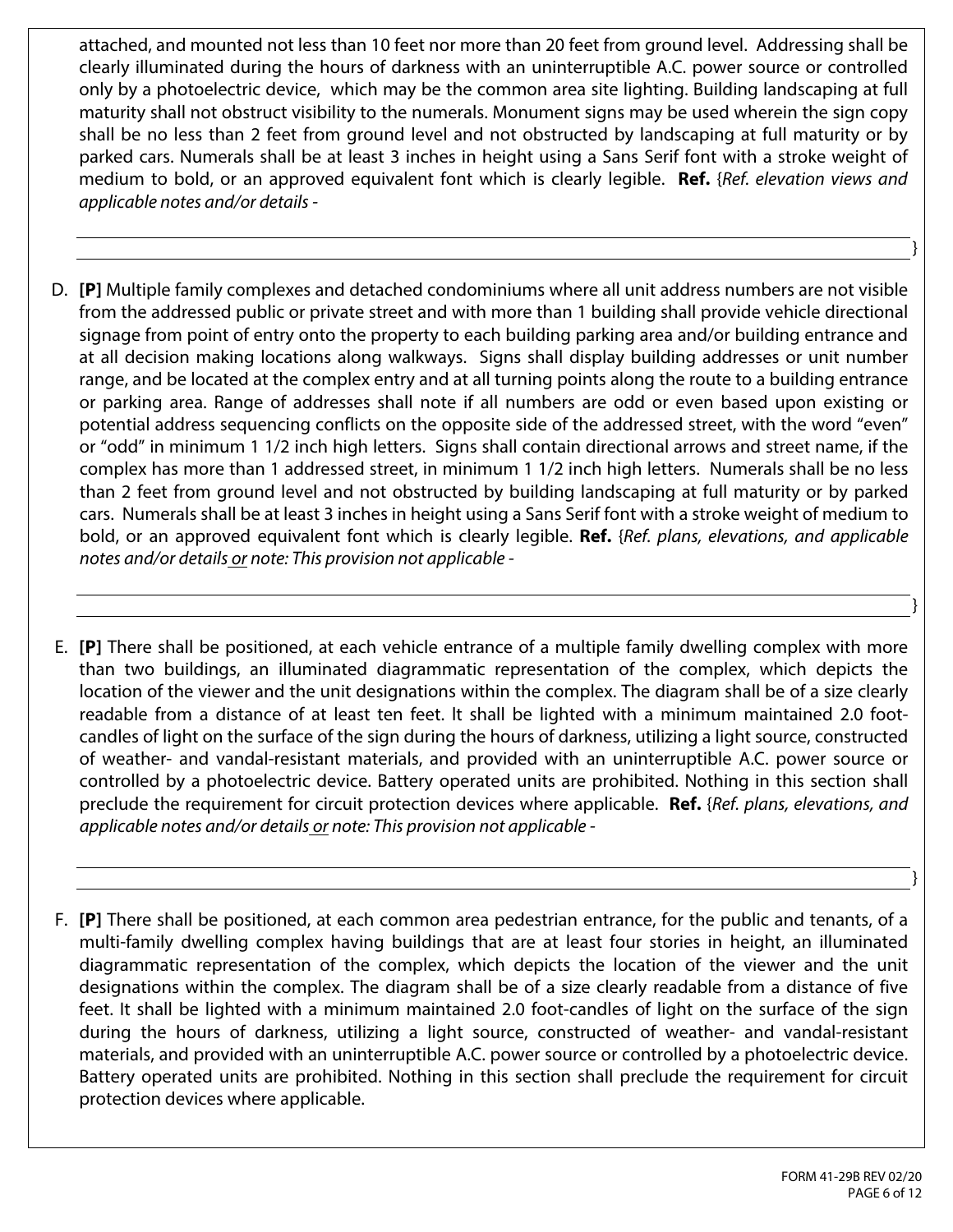attached, and mounted not less than 10 feet nor more than 20 feet from ground level. Addressing shall be clearly illuminated during the hours of darkness with an uninterruptible A.C. power source or controlled only by a photoelectric device, which may be the common area site lighting. Building landscaping at full maturity shall not obstruct visibility to the numerals. Monument signs may be used wherein the sign copy shall be no less than 2 feet from ground level and not obstructed by landscaping at full maturity or by parked cars. Numerals shall be at least 3 inches in height using a Sans Serif font with a stroke weight of medium to bold, or an approved equivalent font which is clearly legible. **Ref.** {*Ref. elevation views and applicable notes and/or details -*

}

D. **[P]** Multiple family complexes and detached condominiums where all unit address numbers are not visible from the addressed public or private street and with more than 1 building shall provide vehicle directional signage from point of entry onto the property to each building parking area and/or building entrance and at all decision making locations along walkways. Signs shall display building addresses or unit number range, and be located at the complex entry and at all turning points along the route to a building entrance or parking area. Range of addresses shall note if all numbers are odd or even based upon existing or potential address sequencing conflicts on the opposite side of the addressed street, with the word "even" or "odd" in minimum 1 1/2 inch high letters. Signs shall contain directional arrows and street name, if the complex has more than 1 addressed street, in minimum 1 1/2 inch high letters. Numerals shall be no less than 2 feet from ground level and not obstructed by building landscaping at full maturity or by parked cars. Numerals shall be at least 3 inches in height using a Sans Serif font with a stroke weight of medium to bold, or an approved equivalent font which is clearly legible. **Ref.** {*Ref. plans, elevations, and applicable notes and/or details or note: This provision not applicable -*

}

E. **[P]** There shall be positioned, at each vehicle entrance of a multiple family dwelling complex with more than two buildings, an illuminated diagrammatic representation of the complex, which depicts the location of the viewer and the unit designations within the complex. The diagram shall be of a size clearly readable from a distance of at least ten feet. It shall be lighted with a minimum maintained 2.0 foot-candles of light on the surface of the sign during the hours of darkness, utilizing a light source, constructed of weather- and vandal-resistant materials, and provided with an uninterruptible A.C. power source or controlled by a photoelectric device. Battery operated units are prohibited. Nothing in this section shall preclude the requirement for circuit protection devices where applicable. **Ref.** {*Ref. plans, elevations, and applicable notes and/or details or note: This provision not applicable -*

}

F. **[P]** There shall be positioned, at each common area pedestrian entrance, for the public and tenants, of a multi-family dwelling complex having buildings that are at least four stories in height, an illuminated diagrammatic representation of the complex, which depicts the location of the viewer and the unit designations within the complex. The diagram shall be of a size clearly readable from a distance of five feet. It shall be lighted with a minimum maintained 2.0 foot-candles of light on the surface of the sign during the hours of darkness, utilizing a light source, constructed of weather- and vandal-resistant materials, and provided with an uninterruptible A.C. power source or controlled by a photoelectric device. Battery operated units are prohibited. Nothing in this section shall preclude the requirement for circuit protection devices where applicable.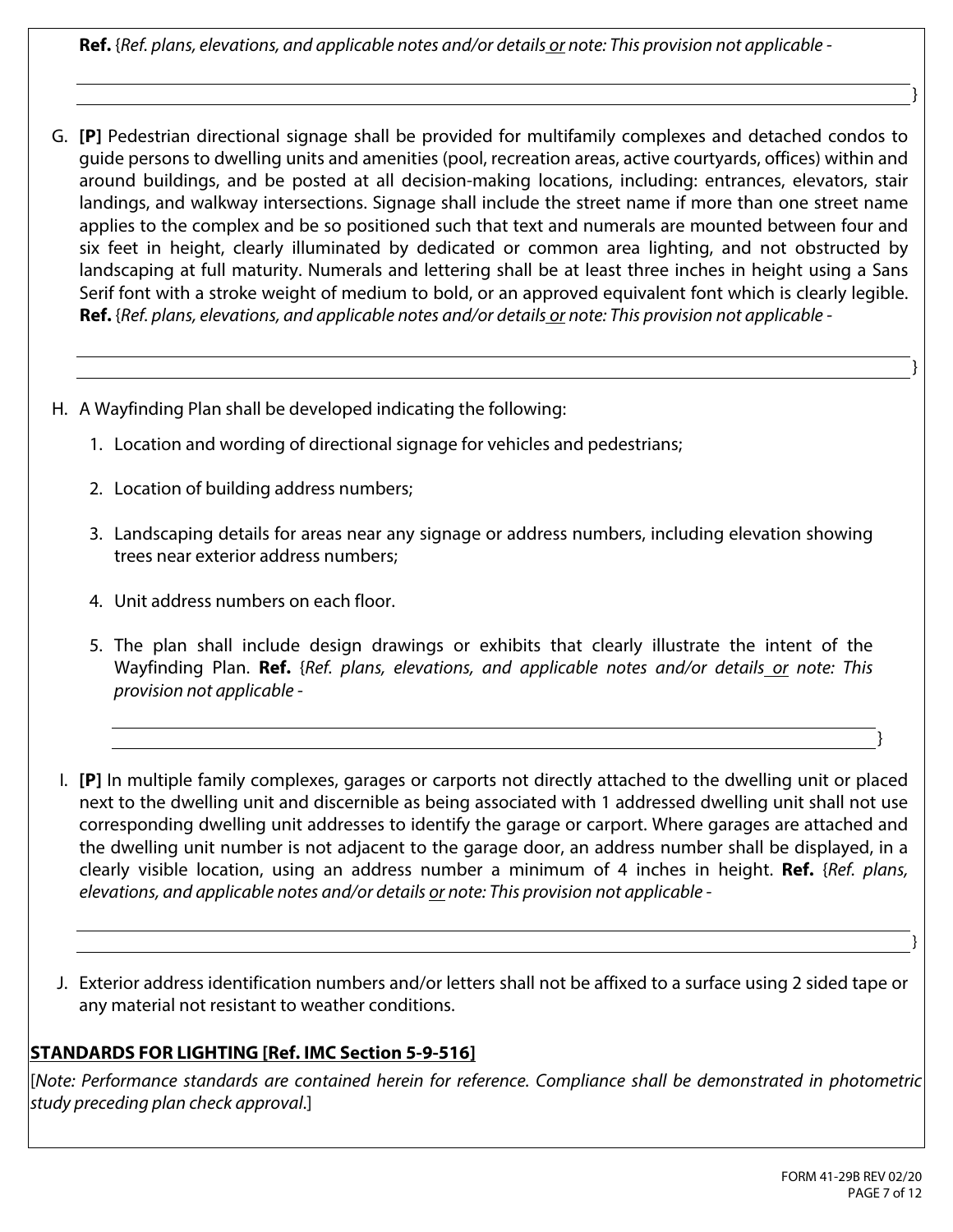**Ref.** {*Ref. plans, elevations, and applicable notes and/or details or note: This provision not applicable -*

}

G. **[P]** Pedestrian directional signage shall be provided for multifamily complexes and detached condos to guide persons to dwelling units and amenities (pool, recreation areas, active courtyards, offices) within and around buildings, and be posted at all decision-making locations, including: entrances, elevators, stair landings, and walkway intersections. Signage shall include the street name if more than one street name applies to the complex and be so positioned such that text and numerals are mounted between four and six feet in height, clearly illuminated by dedicated or common area lighting, and not obstructed by landscaping at full maturity. Numerals and lettering shall be at least three inches in height using a Sans Serif font with a stroke weight of medium to bold, or an approved equivalent font which is clearly legible. **Ref.** {*Ref. plans, elevations, and applicable notes and/or details or note: This provision not applicable -*

}

H. A Wayfinding Plan shall be developed indicating the following:

1. Location and wording of directional signage for vehicles and pedestrians;
2. Location of building address numbers;
3. Landscaping details for areas near any signage or address numbers, including elevation showing trees near exterior address numbers;
4. Unit address numbers on each floor.
5. The plan shall include design drawings or exhibits that clearly illustrate the intent of the Wayfinding Plan. **Ref.** {*Ref. plans, elevations, and applicable notes and/or details or note: This provision not applicable -*

   }

I. **[P]** In multiple family complexes, garages or carports not directly attached to the dwelling unit or placed next to the dwelling unit and discernible as being associated with 1 addressed dwelling unit shall not use corresponding dwelling unit addresses to identify the garage or carport. Where garages are attached and the dwelling unit number is not adjacent to the garage door, an address number shall be displayed, in a clearly visible location, using an address number a minimum of 4 inches in height. **Ref.** {*Ref. plans, elevations, and applicable notes and/or details or note: This provision not applicable -*

}

J. Exterior address identification numbers and/or letters shall not be affixed to a surface using 2 sided tape or any material not resistant to weather conditions.

**STANDARDS FOR LIGHTING [Ref. IMC Section 5-9-516]**

[*Note: Performance standards are contained herein for reference. Compliance shall be demonstrated in photometric study preceding plan check approval*.]

FORM 41-29B REV 02/20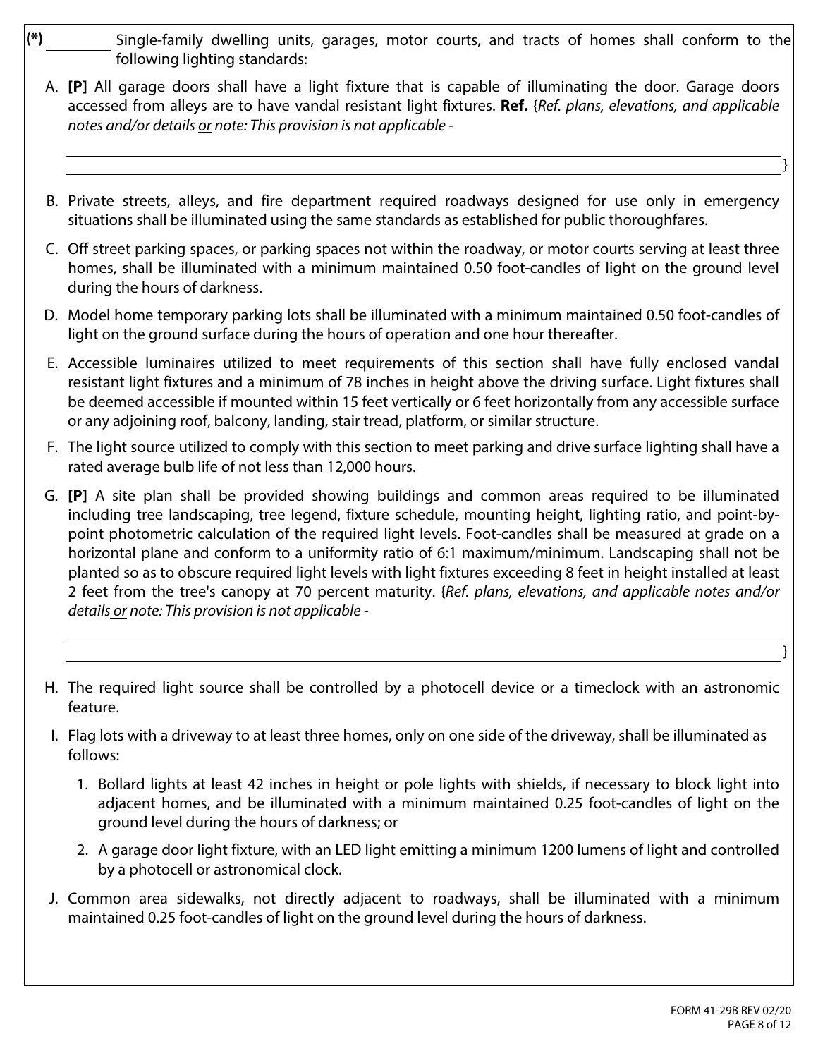(*) ________ Single-family dwelling units, garages, motor courts, and tracts of homes shall conform to the following lighting standards:

A. **[P]** All garage doors shall have a light fixture that is capable of illuminating the door. Garage doors accessed from alleys are to have vandal resistant light fixtures. **Ref.** {*Ref. plans, elevations, and applicable notes and/or details or note: This provision is not applicable -*

______________________________________________________________________________

______________________________________________________________________________}

B. Private streets, alleys, and fire department required roadways designed for use only in emergency situations shall be illuminated using the same standards as established for public thoroughfares.

C. Off street parking spaces, or parking spaces not within the roadway, or motor courts serving at least three homes, shall be illuminated with a minimum maintained 0.50 foot-candles of light on the ground level during the hours of darkness.

D. Model home temporary parking lots shall be illuminated with a minimum maintained 0.50 foot-candles of light on the ground surface during the hours of operation and one hour thereafter.

E. Accessible luminaires utilized to meet requirements of this section shall have fully enclosed vandal resistant light fixtures and a minimum of 78 inches in height above the driving surface. Light fixtures shall be deemed accessible if mounted within 15 feet vertically or 6 feet horizontally from any accessible surface or any adjoining roof, balcony, landing, stair tread, platform, or similar structure.

F. The light source utilized to comply with this section to meet parking and drive surface lighting shall have a rated average bulb life of not less than 12,000 hours.

G. **[P]** A site plan shall be provided showing buildings and common areas required to be illuminated including tree landscaping, tree legend, fixture schedule, mounting height, lighting ratio, and point-by-point photometric calculation of the required light levels. Foot-candles shall be measured at grade on a horizontal plane and conform to a uniformity ratio of 6:1 maximum/minimum. Landscaping shall not be planted so as to obscure required light levels with light fixtures exceeding 8 feet in height installed at least 2 feet from the tree's canopy at 70 percent maturity. {*Ref. plans, elevations, and applicable notes and/or details or note: This provision is not applicable -*

______________________________________________________________________________

______________________________________________________________________________}

H. The required light source shall be controlled by a photocell device or a timeclock with an astronomic feature.

I. Flag lots with a driveway to at least three homes, only on one side of the driveway, shall be illuminated as follows:

   1. Bollard lights at least 42 inches in height or pole lights with shields, if necessary to block light into adjacent homes, and be illuminated with a minimum maintained 0.25 foot-candles of light on the ground level during the hours of darkness; or

   2. A garage door light fixture, with an LED light emitting a minimum 1200 lumens of light and controlled by a photocell or astronomical clock.

J. Common area sidewalks, not directly adjacent to roadways, shall be illuminated with a minimum maintained 0.25 foot-candles of light on the ground level during the hours of darkness.

FORM 41-29B REV 02/20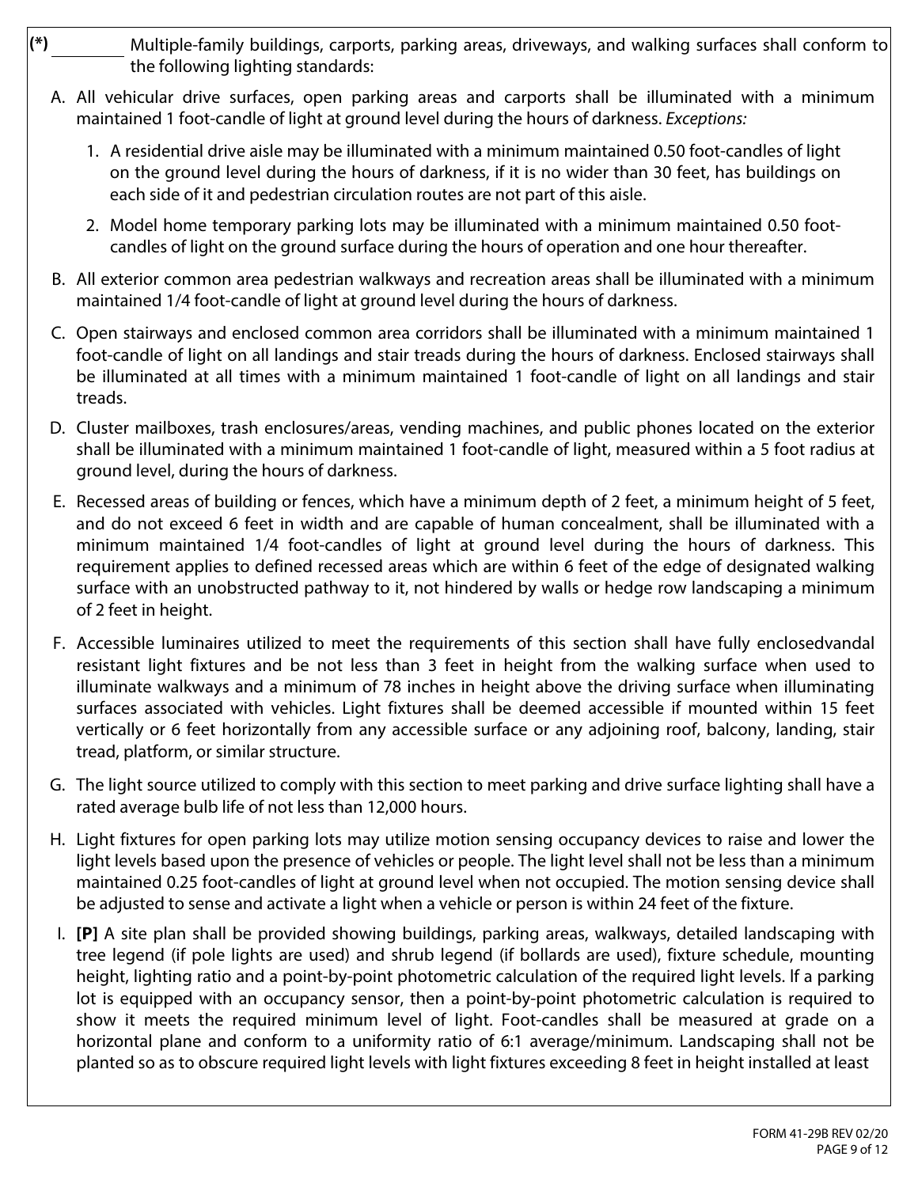(*) ________ Multiple-family buildings, carports, parking areas, driveways, and walking surfaces shall conform to the following lighting standards:

A. All vehicular drive surfaces, open parking areas and carports shall be illuminated with a minimum maintained 1 foot-candle of light at ground level during the hours of darkness. *Exceptions:*

   1. A residential drive aisle may be illuminated with a minimum maintained 0.50 foot-candles of light on the ground level during the hours of darkness, if it is no wider than 30 feet, has buildings on each side of it and pedestrian circulation routes are not part of this aisle.

   2. Model home temporary parking lots may be illuminated with a minimum maintained 0.50 foot-candles of light on the ground surface during the hours of operation and one hour thereafter.

B. All exterior common area pedestrian walkways and recreation areas shall be illuminated with a minimum maintained 1/4 foot-candle of light at ground level during the hours of darkness.

C. Open stairways and enclosed common area corridors shall be illuminated with a minimum maintained 1 foot-candle of light on all landings and stair treads during the hours of darkness. Enclosed stairways shall be illuminated at all times with a minimum maintained 1 foot-candle of light on all landings and stair treads.

D. Cluster mailboxes, trash enclosures/areas, vending machines, and public phones located on the exterior shall be illuminated with a minimum maintained 1 foot-candle of light, measured within a 5 foot radius at ground level, during the hours of darkness.

E. Recessed areas of building or fences, which have a minimum depth of 2 feet, a minimum height of 5 feet, and do not exceed 6 feet in width and are capable of human concealment, shall be illuminated with a minimum maintained 1/4 foot-candles of light at ground level during the hours of darkness. This requirement applies to defined recessed areas which are within 6 feet of the edge of designated walking surface with an unobstructed pathway to it, not hindered by walls or hedge row landscaping a minimum of 2 feet in height.

F. Accessible luminaires utilized to meet the requirements of this section shall have fully enclosedvandal resistant light fixtures and be not less than 3 feet in height from the walking surface when used to illuminate walkways and a minimum of 78 inches in height above the driving surface when illuminating surfaces associated with vehicles. Light fixtures shall be deemed accessible if mounted within 15 feet vertically or 6 feet horizontally from any accessible surface or any adjoining roof, balcony, landing, stair tread, platform, or similar structure.

G. The light source utilized to comply with this section to meet parking and drive surface lighting shall have a rated average bulb life of not less than 12,000 hours.

H. Light fixtures for open parking lots may utilize motion sensing occupancy devices to raise and lower the light levels based upon the presence of vehicles or people. The light level shall not be less than a minimum maintained 0.25 foot-candles of light at ground level when not occupied. The motion sensing device shall be adjusted to sense and activate a light when a vehicle or person is within 24 feet of the fixture.

I. **[P]** A site plan shall be provided showing buildings, parking areas, walkways, detailed landscaping with tree legend (if pole lights are used) and shrub legend (if bollards are used), fixture schedule, mounting height, lighting ratio and a point-by-point photometric calculation of the required light levels. If a parking lot is equipped with an occupancy sensor, then a point-by-point photometric calculation is required to show it meets the required minimum level of light. Foot-candles shall be measured at grade on a horizontal plane and conform to a uniformity ratio of 6:1 average/minimum. Landscaping shall not be planted so as to obscure required light levels with light fixtures exceeding 8 feet in height installed at least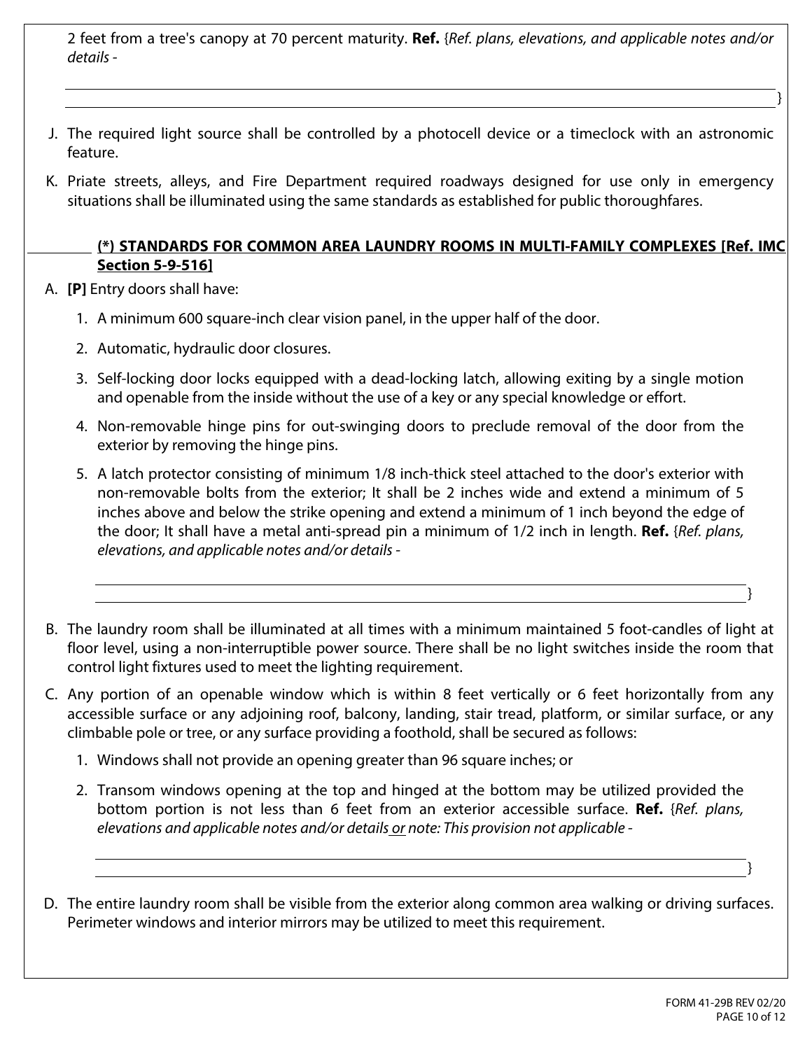2 feet from a tree's canopy at 70 percent maturity. **Ref.** {*Ref. plans, elevations, and applicable notes and/or details -*

______________________________________________________________________________
______________________________________________________________________________}

J. The required light source shall be controlled by a photocell device or a timeclock with an astronomic feature.

K. Priate streets, alleys, and Fire Department required roadways designed for use only in emergency situations shall be illuminated using the same standards as established for public thoroughfares.

________ **(*) STANDARDS FOR COMMON AREA LAUNDRY ROOMS IN MULTI-FAMILY COMPLEXES [Ref. IMC Section 5-9-516]**

A. **[P]** Entry doors shall have:

1. A minimum 600 square-inch clear vision panel, in the upper half of the door.
2. Automatic, hydraulic door closures.
3. Self-locking door locks equipped with a dead-locking latch, allowing exiting by a single motion and openable from the inside without the use of a key or any special knowledge or effort.
4. Non-removable hinge pins for out-swinging doors to preclude removal of the door from the exterior by removing the hinge pins.
5. A latch protector consisting of minimum 1/8 inch-thick steel attached to the door's exterior with non-removable bolts from the exterior; It shall be 2 inches wide and extend a minimum of 5 inches above and below the strike opening and extend a minimum of 1 inch beyond the edge of the door; It shall have a metal anti-spread pin a minimum of 1/2 inch in length. **Ref.** {*Ref. plans, elevations, and applicable notes and/or details -*

______________________________________________________________________________
______________________________________________________________________________}

B. The laundry room shall be illuminated at all times with a minimum maintained 5 foot-candles of light at floor level, using a non-interruptible power source. There shall be no light switches inside the room that control light fixtures used to meet the lighting requirement.

C. Any portion of an openable window which is within 8 feet vertically or 6 feet horizontally from any accessible surface or any adjoining roof, balcony, landing, stair tread, platform, or similar surface, or any climbable pole or tree, or any surface providing a foothold, shall be secured as follows:

1. Windows shall not provide an opening greater than 96 square inches; or
2. Transom windows opening at the top and hinged at the bottom may be utilized provided the bottom portion is not less than 6 feet from an exterior accessible surface. **Ref.** {*Ref. plans, elevations and applicable notes and/or details or note: This provision not applicable -*

______________________________________________________________________________
______________________________________________________________________________}

D. The entire laundry room shall be visible from the exterior along common area walking or driving surfaces. Perimeter windows and interior mirrors may be utilized to meet this requirement.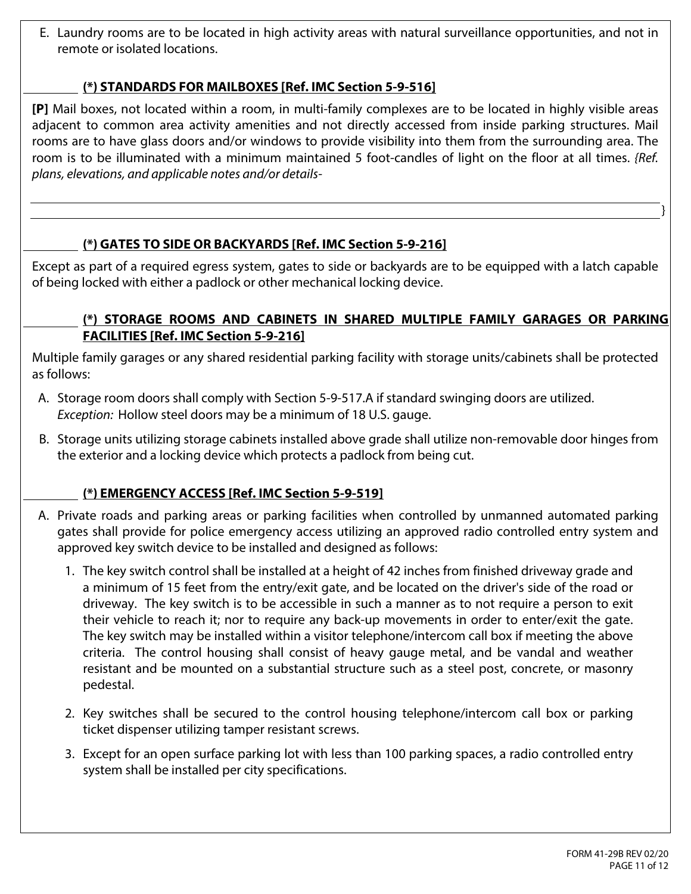E. Laundry rooms are to be located in high activity areas with natural surveillance opportunities, and not in remote or isolated locations.

_________ **(*) STANDARDS FOR MAILBOXES [Ref. IMC Section 5-9-516]**

**[P]** Mail boxes, not located within a room, in multi-family complexes are to be located in highly visible areas adjacent to common area activity amenities and not directly accessed from inside parking structures. Mail rooms are to have glass doors and/or windows to provide visibility into them from the surrounding area. The room is to be illuminated with a minimum maintained 5 foot-candles of light on the floor at all times. *{Ref. plans, elevations, and applicable notes and/or details-*

_______________________________________________________________________________

_______________________________________________________________________________}

_________ **(*) GATES TO SIDE OR BACKYARDS [Ref. IMC Section 5-9-216]**

Except as part of a required egress system, gates to side or backyards are to be equipped with a latch capable of being locked with either a padlock or other mechanical locking device.

_________ **(*) STORAGE ROOMS AND CABINETS IN SHARED MULTIPLE FAMILY GARAGES OR PARKING FACILITIES [Ref. IMC Section 5-9-216]**

Multiple family garages or any shared residential parking facility with storage units/cabinets shall be protected as follows:

A. Storage room doors shall comply with Section 5-9-517.A if standard swinging doors are utilized.
   *Exception:* Hollow steel doors may be a minimum of 18 U.S. gauge.

B. Storage units utilizing storage cabinets installed above grade shall utilize non-removable door hinges from the exterior and a locking device which protects a padlock from being cut.

_________ **(*) EMERGENCY ACCESS [Ref. IMC Section 5-9-519]**

A. Private roads and parking areas or parking facilities when controlled by unmanned automated parking gates shall provide for police emergency access utilizing an approved radio controlled entry system and approved key switch device to be installed and designed as follows:

   1. The key switch control shall be installed at a height of 42 inches from finished driveway grade and a minimum of 15 feet from the entry/exit gate, and be located on the driver's side of the road or driveway. The key switch is to be accessible in such a manner as to not require a person to exit their vehicle to reach it; nor to require any back-up movements in order to enter/exit the gate. The key switch may be installed within a visitor telephone/intercom call box if meeting the above criteria. The control housing shall consist of heavy gauge metal, and be vandal and weather resistant and be mounted on a substantial structure such as a steel post, concrete, or masonry pedestal.

   2. Key switches shall be secured to the control housing telephone/intercom call box or parking ticket dispenser utilizing tamper resistant screws.

   3. Except for an open surface parking lot with less than 100 parking spaces, a radio controlled entry system shall be installed per city specifications.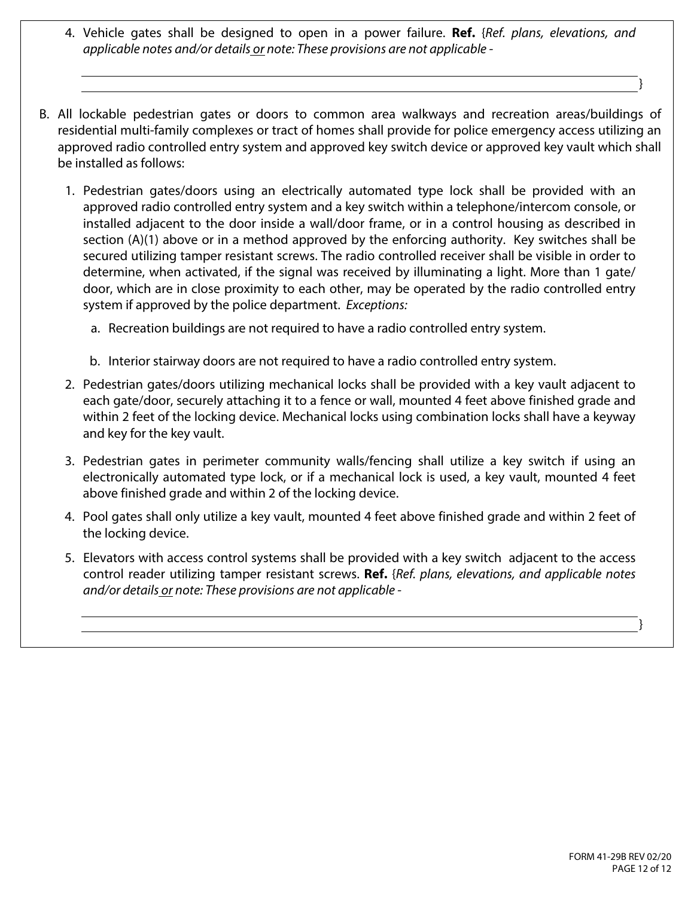4. Vehicle gates shall be designed to open in a power failure. **Ref.** {*Ref. plans, elevations, and applicable notes and/or details or note: These provisions are not applicable -*

______________________________________________________________________

______________________________________________________________________}

B. All lockable pedestrian gates or doors to common area walkways and recreation areas/buildings of residential multi-family complexes or tract of homes shall provide for police emergency access utilizing an approved radio controlled entry system and approved key switch device or approved key vault which shall be installed as follows:

   1. Pedestrian gates/doors using an electrically automated type lock shall be provided with an approved radio controlled entry system and a key switch within a telephone/intercom console, or installed adjacent to the door inside a wall/door frame, or in a control housing as described in section (A)(1) above or in a method approved by the enforcing authority. Key switches shall be secured utilizing tamper resistant screws. The radio controlled receiver shall be visible in order to determine, when activated, if the signal was received by illuminating a light. More than 1 gate/ door, which are in close proximity to each other, may be operated by the radio controlled entry system if approved by the police department. *Exceptions:*

      a. Recreation buildings are not required to have a radio controlled entry system.

      b. Interior stairway doors are not required to have a radio controlled entry system.

   2. Pedestrian gates/doors utilizing mechanical locks shall be provided with a key vault adjacent to each gate/door, securely attaching it to a fence or wall, mounted 4 feet above finished grade and within 2 feet of the locking device. Mechanical locks using combination locks shall have a keyway and key for the key vault.

   3. Pedestrian gates in perimeter community walls/fencing shall utilize a key switch if using an electronically automated type lock, or if a mechanical lock is used, a key vault, mounted 4 feet above finished grade and within 2 of the locking device.

   4. Pool gates shall only utilize a key vault, mounted 4 feet above finished grade and within 2 feet of the locking device.

   5. Elevators with access control systems shall be provided with a key switch adjacent to the access control reader utilizing tamper resistant screws. **Ref.** {*Ref. plans, elevations, and applicable notes and/or details or note: These provisions are not applicable -*

______________________________________________________________________

______________________________________________________________________}

FORM 41-29B REV 02/20